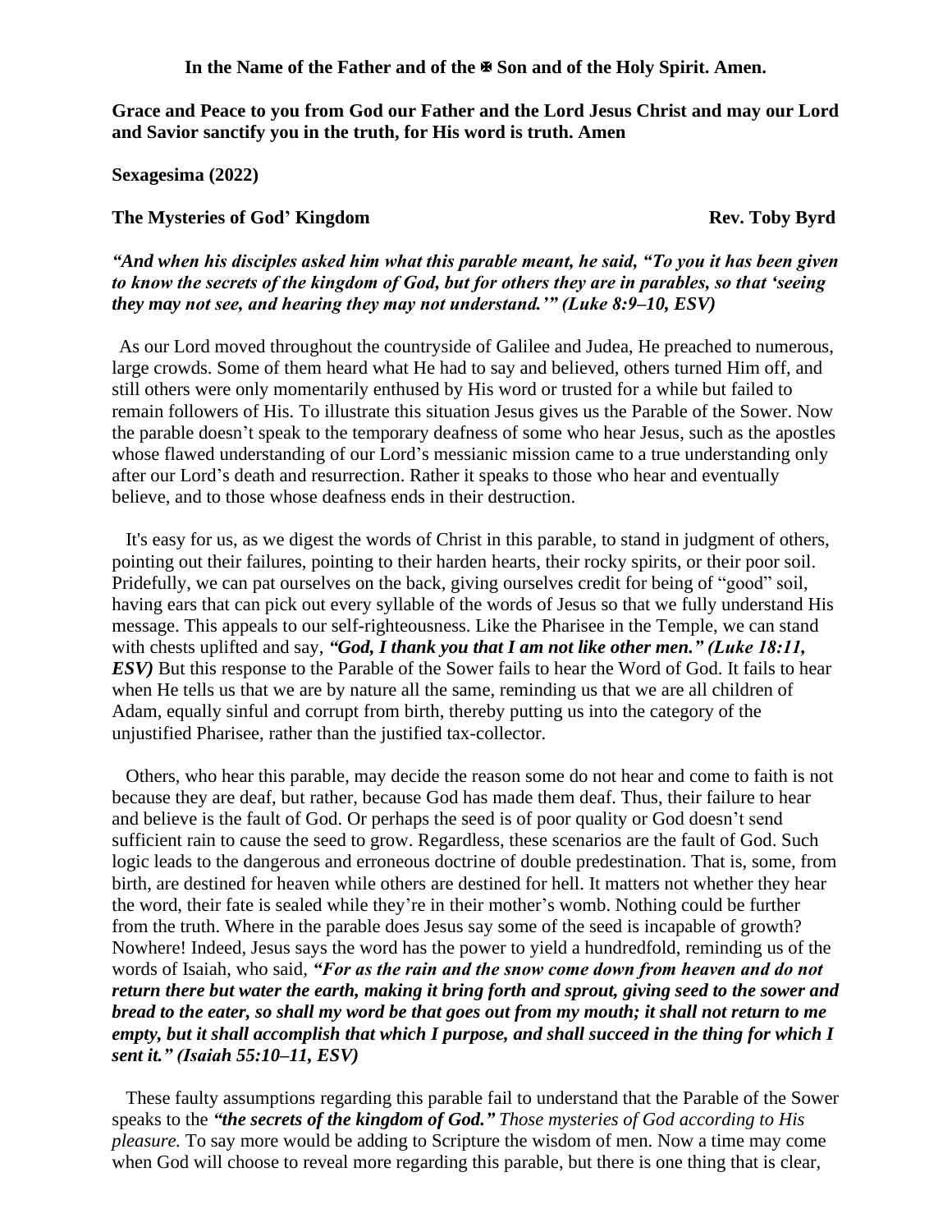**In the Name of the Father and of the ✠ Son and of the Holy Spirit. Amen.**

**Grace and Peace to you from God our Father and the Lord Jesus Christ and may our Lord and Savior sanctify you in the truth, for His word is truth. Amen**

**Sexagesima (2022)**

**The Mysteries of God' Kingdom** **Rev. Toby Byrd**

***"And when his disciples asked him what this parable meant, he said, "To you it has been given to know the secrets of the kingdom of God, but for others they are in parables, so that 'seeing they may not see, and hearing they may not understand.'" (Luke 8:9–10, ESV)***

As our Lord moved throughout the countryside of Galilee and Judea, He preached to numerous, large crowds. Some of them heard what He had to say and believed, others turned Him off, and still others were only momentarily enthused by His word or trusted for a while but failed to remain followers of His. To illustrate this situation Jesus gives us the Parable of the Sower. Now the parable doesn't speak to the temporary deafness of some who hear Jesus, such as the apostles whose flawed understanding of our Lord's messianic mission came to a true understanding only after our Lord's death and resurrection. Rather it speaks to those who hear and eventually believe, and to those whose deafness ends in their destruction.

It's easy for us, as we digest the words of Christ in this parable, to stand in judgment of others, pointing out their failures, pointing to their harden hearts, their rocky spirits, or their poor soil. Pridefully, we can pat ourselves on the back, giving ourselves credit for being of "good" soil, having ears that can pick out every syllable of the words of Jesus so that we fully understand His message. This appeals to our self-righteousness. Like the Pharisee in the Temple, we can stand with chests uplifted and say, ***"God, I thank you that I am not like other men." (Luke 18:11, ESV)*** But this response to the Parable of the Sower fails to hear the Word of God. It fails to hear when He tells us that we are by nature all the same, reminding us that we are all children of Adam, equally sinful and corrupt from birth, thereby putting us into the category of the unjustified Pharisee, rather than the justified tax-collector.

Others, who hear this parable, may decide the reason some do not hear and come to faith is not because they are deaf, but rather, because God has made them deaf. Thus, their failure to hear and believe is the fault of God. Or perhaps the seed is of poor quality or God doesn't send sufficient rain to cause the seed to grow. Regardless, these scenarios are the fault of God. Such logic leads to the dangerous and erroneous doctrine of double predestination. That is, some, from birth, are destined for heaven while others are destined for hell. It matters not whether they hear the word, their fate is sealed while they're in their mother's womb. Nothing could be further from the truth. Where in the parable does Jesus say some of the seed is incapable of growth? Nowhere! Indeed, Jesus says the word has the power to yield a hundredfold, reminding us of the words of Isaiah, who said, ***"For as the rain and the snow come down from heaven and do not return there but water the earth, making it bring forth and sprout, giving seed to the sower and bread to the eater, so shall my word be that goes out from my mouth; it shall not return to me empty, but it shall accomplish that which I purpose, and shall succeed in the thing for which I sent it." (Isaiah 55:10–11, ESV)***

These faulty assumptions regarding this parable fail to understand that the Parable of the Sower speaks to the ***"the secrets of the kingdom of God."*** *Those mysteries of God according to His pleasure.* To say more would be adding to Scripture the wisdom of men. Now a time may come when God will choose to reveal more regarding this parable, but there is one thing that is clear,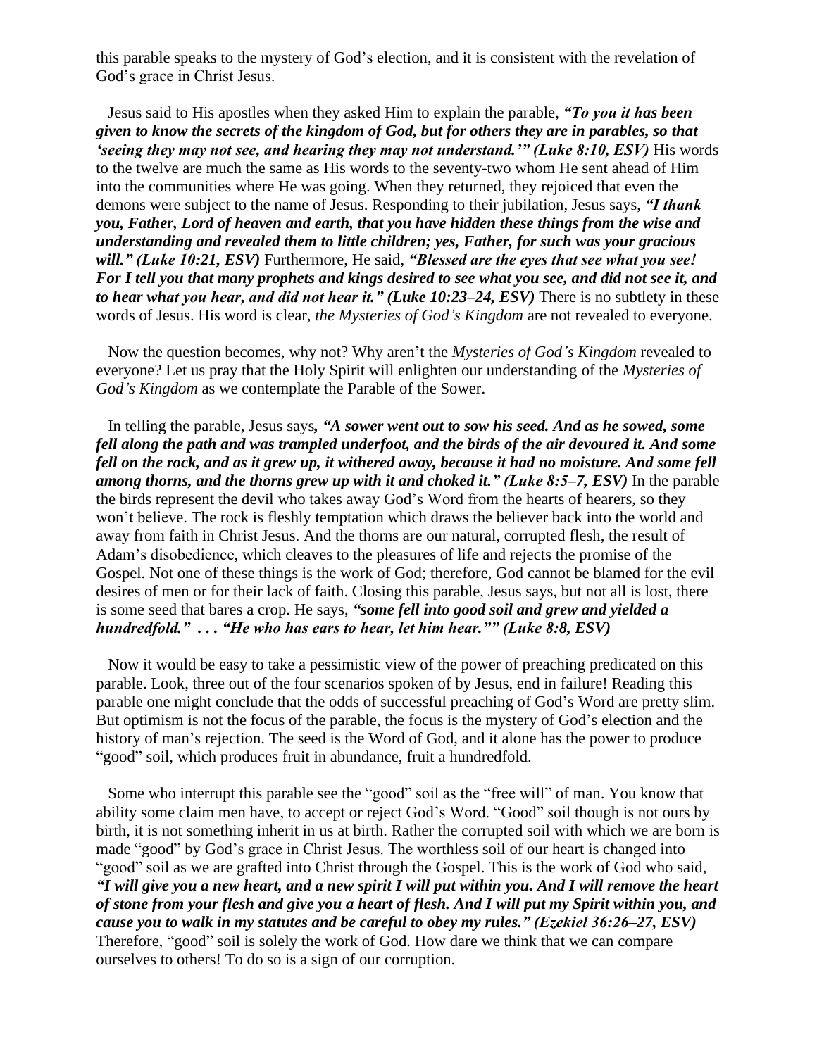this parable speaks to the mystery of God's election, and it is consistent with the revelation of God's grace in Christ Jesus.

Jesus said to His apostles when they asked Him to explain the parable, ***"To you it has been given to know the secrets of the kingdom of God, but for others they are in parables, so that 'seeing they may not see, and hearing they may not understand.'" (Luke 8:10, ESV)*** His words to the twelve are much the same as His words to the seventy-two whom He sent ahead of Him into the communities where He was going. When they returned, they rejoiced that even the demons were subject to the name of Jesus. Responding to their jubilation, Jesus says, ***"I thank you, Father, Lord of heaven and earth, that you have hidden these things from the wise and understanding and revealed them to little children; yes, Father, for such was your gracious will." (Luke 10:21, ESV)*** Furthermore, He said, ***"Blessed are the eyes that see what you see! For I tell you that many prophets and kings desired to see what you see, and did not see it, and to hear what you hear, and did not hear it." (Luke 10:23–24, ESV)*** There is no subtlety in these words of Jesus. His word is clear, *the Mysteries of God's Kingdom* are not revealed to everyone.

Now the question becomes, why not? Why aren't the *Mysteries of God's Kingdom* revealed to everyone? Let us pray that the Holy Spirit will enlighten our understanding of the *Mysteries of God's Kingdom* as we contemplate the Parable of the Sower.

In telling the parable, Jesus says***, "A sower went out to sow his seed. And as he sowed, some fell along the path and was trampled underfoot, and the birds of the air devoured it. And some fell on the rock, and as it grew up, it withered away, because it had no moisture. And some fell among thorns, and the thorns grew up with it and choked it." (Luke 8:5–7, ESV)*** In the parable the birds represent the devil who takes away God's Word from the hearts of hearers, so they won't believe. The rock is fleshly temptation which draws the believer back into the world and away from faith in Christ Jesus. And the thorns are our natural, corrupted flesh, the result of Adam's disobedience, which cleaves to the pleasures of life and rejects the promise of the Gospel. Not one of these things is the work of God; therefore, God cannot be blamed for the evil desires of men or for their lack of faith. Closing this parable, Jesus says, but not all is lost, there is some seed that bares a crop. He says, ***"some fell into good soil and grew and yielded a hundredfold." . . . "He who has ears to hear, let him hear."" (Luke 8:8, ESV)***

Now it would be easy to take a pessimistic view of the power of preaching predicated on this parable. Look, three out of the four scenarios spoken of by Jesus, end in failure! Reading this parable one might conclude that the odds of successful preaching of God's Word are pretty slim. But optimism is not the focus of the parable, the focus is the mystery of God's election and the history of man's rejection. The seed is the Word of God, and it alone has the power to produce "good" soil, which produces fruit in abundance, fruit a hundredfold.

Some who interrupt this parable see the "good" soil as the "free will" of man. You know that ability some claim men have, to accept or reject God's Word. "Good" soil though is not ours by birth, it is not something inherit in us at birth. Rather the corrupted soil with which we are born is made "good" by God's grace in Christ Jesus. The worthless soil of our heart is changed into "good" soil as we are grafted into Christ through the Gospel. This is the work of God who said, ***"I will give you a new heart, and a new spirit I will put within you. And I will remove the heart of stone from your flesh and give you a heart of flesh. And I will put my Spirit within you, and cause you to walk in my statutes and be careful to obey my rules." (Ezekiel 36:26–27, ESV)*** Therefore, "good" soil is solely the work of God. How dare we think that we can compare ourselves to others! To do so is a sign of our corruption.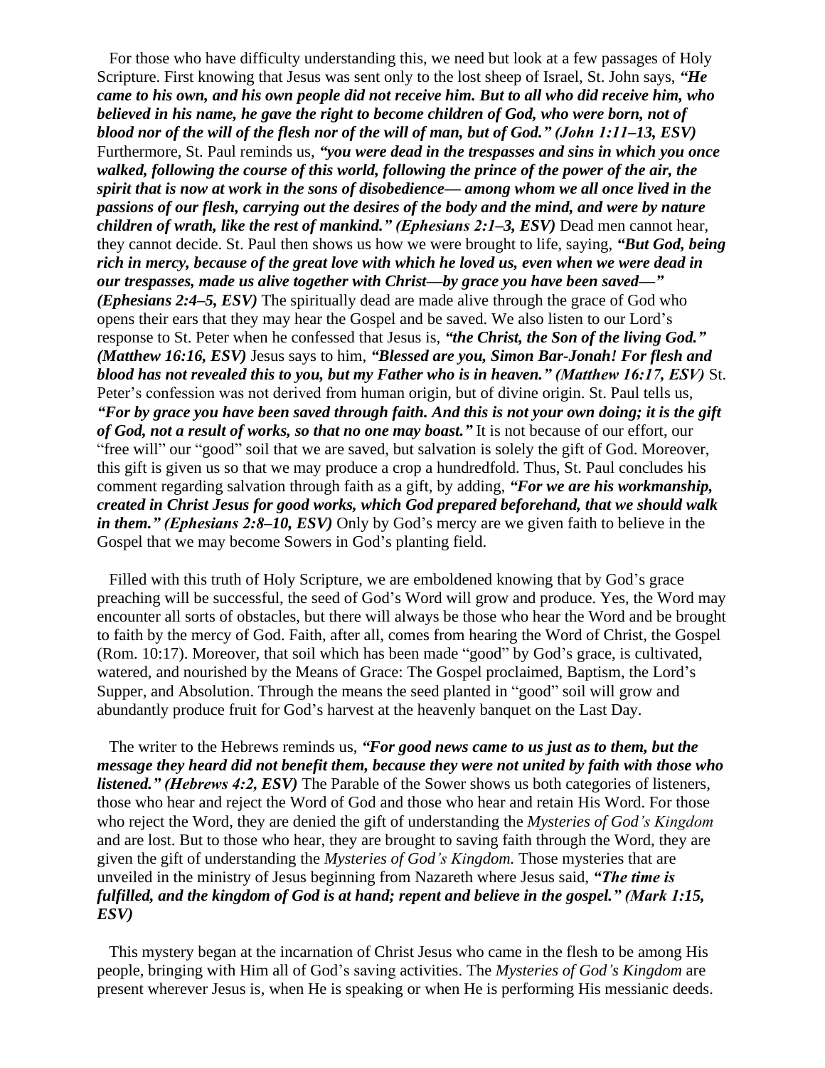For those who have difficulty understanding this, we need but look at a few passages of Holy Scripture. First knowing that Jesus was sent only to the lost sheep of Israel, St. John says, ***"He came to his own, and his own people did not receive him. But to all who did receive him, who believed in his name, he gave the right to become children of God, who were born, not of blood nor of the will of the flesh nor of the will of man, but of God." (John 1:11–13, ESV)*** Furthermore, St. Paul reminds us, ***"you were dead in the trespasses and sins in which you once walked, following the course of this world, following the prince of the power of the air, the spirit that is now at work in the sons of disobedience— among whom we all once lived in the passions of our flesh, carrying out the desires of the body and the mind, and were by nature children of wrath, like the rest of mankind." (Ephesians 2:1–3, ESV)*** Dead men cannot hear, they cannot decide. St. Paul then shows us how we were brought to life, saying, ***"But God, being rich in mercy, because of the great love with which he loved us, even when we were dead in our trespasses, made us alive together with Christ—by grace you have been saved—" (Ephesians 2:4–5, ESV)*** The spiritually dead are made alive through the grace of God who opens their ears that they may hear the Gospel and be saved. We also listen to our Lord's response to St. Peter when he confessed that Jesus is, ***"the Christ, the Son of the living God." (Matthew 16:16, ESV)*** Jesus says to him, ***"Blessed are you, Simon Bar-Jonah! For flesh and blood has not revealed this to you, but my Father who is in heaven." (Matthew 16:17, ESV)*** St. Peter's confession was not derived from human origin, but of divine origin. St. Paul tells us, ***"For by grace you have been saved through faith. And this is not your own doing; it is the gift of God, not a result of works, so that no one may boast."*** It is not because of our effort, our "free will" our "good" soil that we are saved, but salvation is solely the gift of God. Moreover, this gift is given us so that we may produce a crop a hundredfold. Thus, St. Paul concludes his comment regarding salvation through faith as a gift, by adding, ***"For we are his workmanship, created in Christ Jesus for good works, which God prepared beforehand, that we should walk in them." (Ephesians 2:8–10, ESV)*** Only by God's mercy are we given faith to believe in the Gospel that we may become Sowers in God's planting field.

Filled with this truth of Holy Scripture, we are emboldened knowing that by God's grace preaching will be successful, the seed of God's Word will grow and produce. Yes, the Word may encounter all sorts of obstacles, but there will always be those who hear the Word and be brought to faith by the mercy of God. Faith, after all, comes from hearing the Word of Christ, the Gospel (Rom. 10:17). Moreover, that soil which has been made "good" by God's grace, is cultivated, watered, and nourished by the Means of Grace: The Gospel proclaimed, Baptism, the Lord's Supper, and Absolution. Through the means the seed planted in "good" soil will grow and abundantly produce fruit for God's harvest at the heavenly banquet on the Last Day.

The writer to the Hebrews reminds us, ***"For good news came to us just as to them, but the message they heard did not benefit them, because they were not united by faith with those who listened." (Hebrews 4:2, ESV)*** The Parable of the Sower shows us both categories of listeners, those who hear and reject the Word of God and those who hear and retain His Word. For those who reject the Word, they are denied the gift of understanding the *Mysteries of God's Kingdom* and are lost. But to those who hear, they are brought to saving faith through the Word, they are given the gift of understanding the *Mysteries of God's Kingdom.* Those mysteries that are unveiled in the ministry of Jesus beginning from Nazareth where Jesus said, ***"The time is fulfilled, and the kingdom of God is at hand; repent and believe in the gospel." (Mark 1:15, ESV)***

This mystery began at the incarnation of Christ Jesus who came in the flesh to be among His people, bringing with Him all of God's saving activities. The *Mysteries of God's Kingdom* are present wherever Jesus is, when He is speaking or when He is performing His messianic deeds.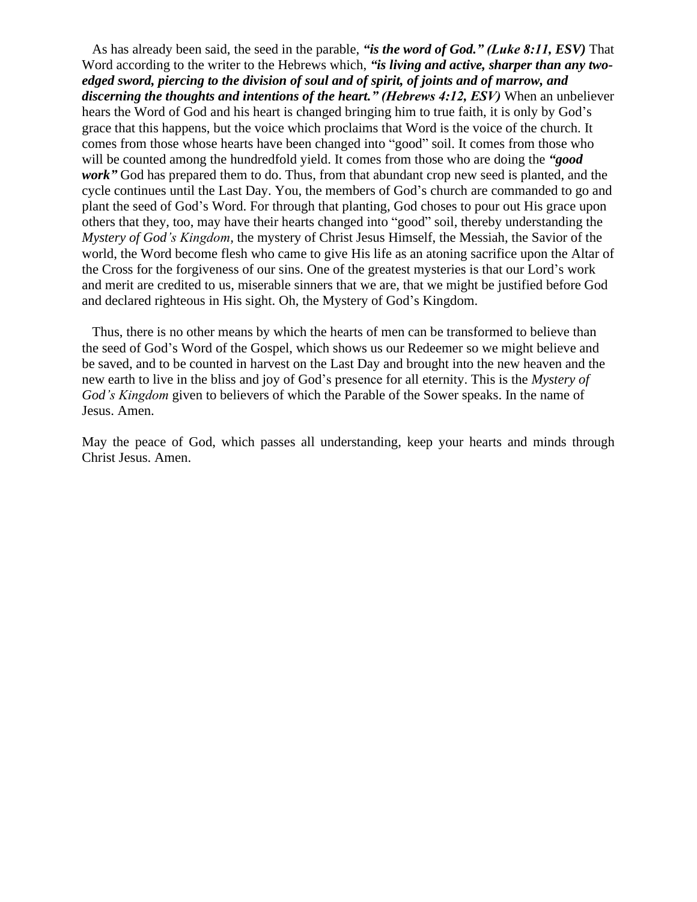As has already been said, the seed in the parable, ***"is the word of God." (Luke 8:11, ESV)*** That Word according to the writer to the Hebrews which, ***"is living and active, sharper than any two-edged sword, piercing to the division of soul and of spirit, of joints and of marrow, and discerning the thoughts and intentions of the heart." (Hebrews 4:12, ESV)*** When an unbeliever hears the Word of God and his heart is changed bringing him to true faith, it is only by God's grace that this happens, but the voice which proclaims that Word is the voice of the church. It comes from those whose hearts have been changed into "good" soil. It comes from those who will be counted among the hundredfold yield. It comes from those who are doing the ***"good work"*** God has prepared them to do. Thus, from that abundant crop new seed is planted, and the cycle continues until the Last Day. You, the members of God's church are commanded to go and plant the seed of God's Word. For through that planting, God choses to pour out His grace upon others that they, too, may have their hearts changed into "good" soil, thereby understanding the *Mystery of God's Kingdom,* the mystery of Christ Jesus Himself, the Messiah, the Savior of the world, the Word become flesh who came to give His life as an atoning sacrifice upon the Altar of the Cross for the forgiveness of our sins. One of the greatest mysteries is that our Lord's work and merit are credited to us, miserable sinners that we are, that we might be justified before God and declared righteous in His sight. Oh, the Mystery of God's Kingdom.

Thus, there is no other means by which the hearts of men can be transformed to believe than the seed of God's Word of the Gospel, which shows us our Redeemer so we might believe and be saved, and to be counted in harvest on the Last Day and brought into the new heaven and the new earth to live in the bliss and joy of God's presence for all eternity. This is the *Mystery of God's Kingdom* given to believers of which the Parable of the Sower speaks. In the name of Jesus. Amen.

May the peace of God, which passes all understanding, keep your hearts and minds through Christ Jesus. Amen.